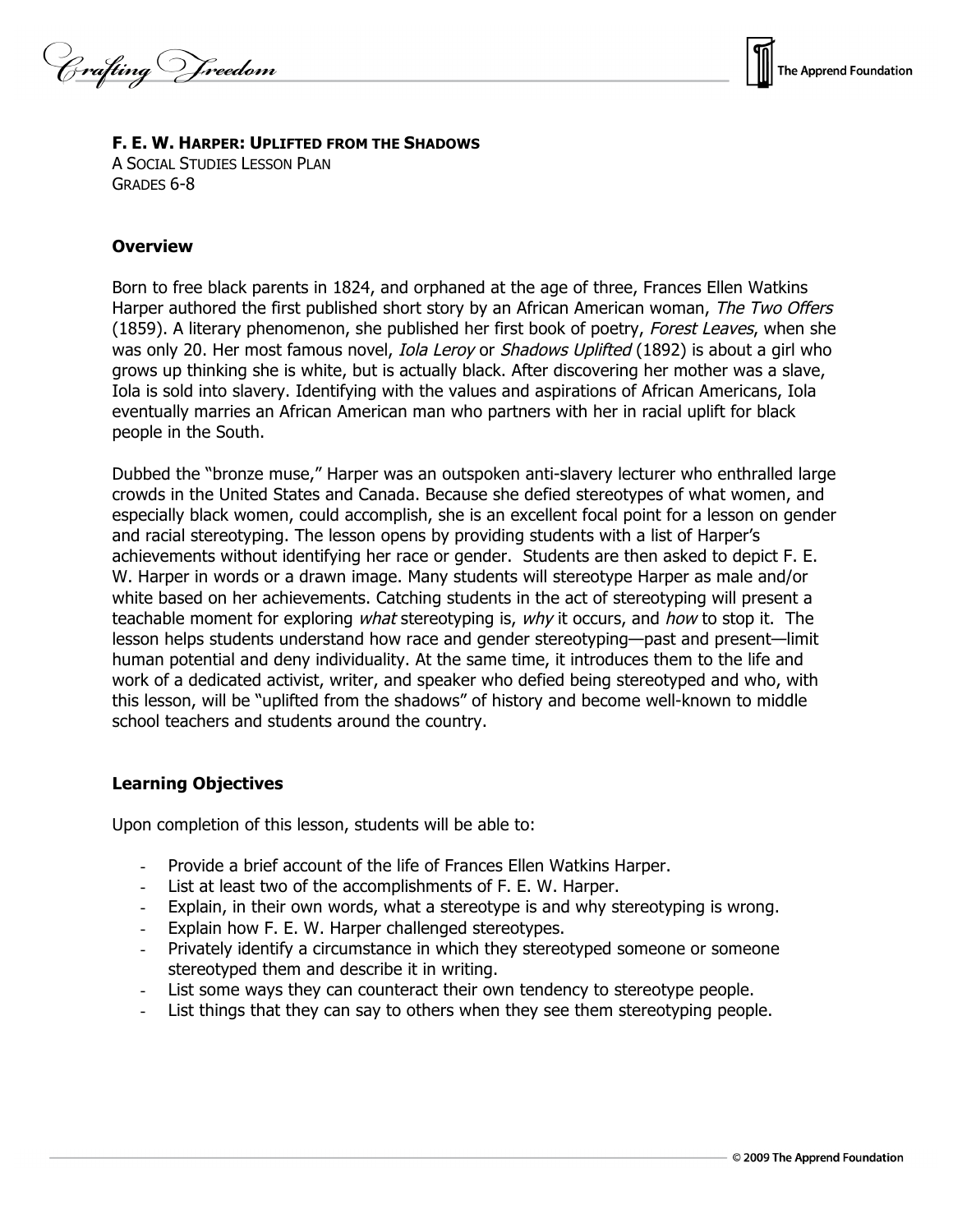**F. E. W. HARPER: UPLIFTED FROM THE SHADOWS**
A SOCIAL STUDIES LESSON PLAN
GRADES 6-8

## Overview

Born to free black parents in 1824, and orphaned at the age of three, Frances Ellen Watkins Harper authored the first published short story by an African American woman, *The Two Offers* (1859). A literary phenomenon, she published her first book of poetry, *Forest Leaves*, when she was only 20. Her most famous novel, *Iola Leroy* or *Shadows Uplifted* (1892) is about a girl who grows up thinking she is white, but is actually black. After discovering her mother was a slave, Iola is sold into slavery. Identifying with the values and aspirations of African Americans, Iola eventually marries an African American man who partners with her in racial uplift for black people in the South.

Dubbed the "bronze muse," Harper was an outspoken anti-slavery lecturer who enthralled large crowds in the United States and Canada. Because she defied stereotypes of what women, and especially black women, could accomplish, she is an excellent focal point for a lesson on gender and racial stereotyping. The lesson opens by providing students with a list of Harper's achievements without identifying her race or gender. Students are then asked to depict F. E. W. Harper in words or a drawn image. Many students will stereotype Harper as male and/or white based on her achievements. Catching students in the act of stereotyping will present a teachable moment for exploring *what* stereotyping is, *why* it occurs, and *how* to stop it. The lesson helps students understand how race and gender stereotyping—past and present—limit human potential and deny individuality. At the same time, it introduces them to the life and work of a dedicated activist, writer, and speaker who defied being stereotyped and who, with this lesson, will be "uplifted from the shadows" of history and become well-known to middle school teachers and students around the country.

## Learning Objectives

Upon completion of this lesson, students will be able to:

- Provide a brief account of the life of Frances Ellen Watkins Harper.
- List at least two of the accomplishments of F. E. W. Harper.
- Explain, in their own words, what a stereotype is and why stereotyping is wrong.
- Explain how F. E. W. Harper challenged stereotypes.
- Privately identify a circumstance in which they stereotyped someone or someone stereotyped them and describe it in writing.
- List some ways they can counteract their own tendency to stereotype people.
- List things that they can say to others when they see them stereotyping people.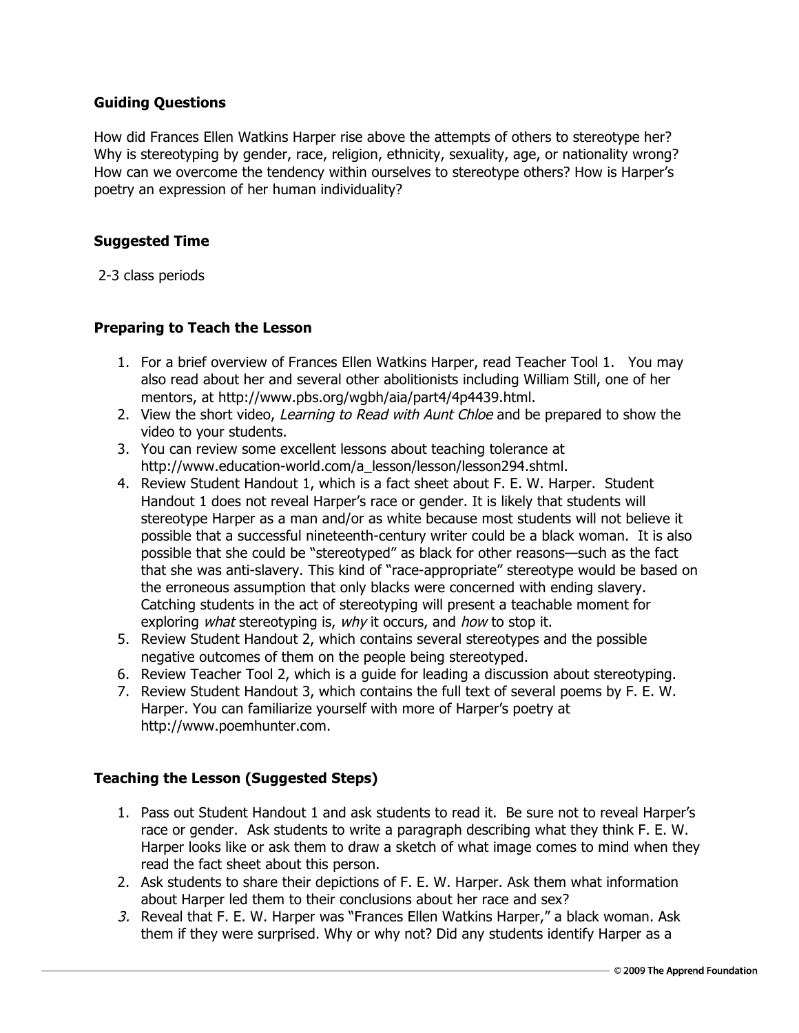### Guiding Questions

How did Frances Ellen Watkins Harper rise above the attempts of others to stereotype her? Why is stereotyping by gender, race, religion, ethnicity, sexuality, age, or nationality wrong? How can we overcome the tendency within ourselves to stereotype others? How is Harper's poetry an expression of her human individuality?

### Suggested Time

2-3 class periods

### Preparing to Teach the Lesson

1. For a brief overview of Frances Ellen Watkins Harper, read Teacher Tool 1. You may also read about her and several other abolitionists including William Still, one of her mentors, at http://www.pbs.org/wgbh/aia/part4/4p4439.html.
2. View the short video, *Learning to Read with Aunt Chloe* and be prepared to show the video to your students.
3. You can review some excellent lessons about teaching tolerance at http://www.education-world.com/a_lesson/lesson/lesson294.shtml.
4. Review Student Handout 1, which is a fact sheet about F. E. W. Harper. Student Handout 1 does not reveal Harper's race or gender. It is likely that students will stereotype Harper as a man and/or as white because most students will not believe it possible that a successful nineteenth-century writer could be a black woman. It is also possible that she could be "stereotyped" as black for other reasons—such as the fact that she was anti-slavery. This kind of "race-appropriate" stereotype would be based on the erroneous assumption that only blacks were concerned with ending slavery. Catching students in the act of stereotyping will present a teachable moment for exploring *what* stereotyping is, *why* it occurs, and *how* to stop it.
5. Review Student Handout 2, which contains several stereotypes and the possible negative outcomes of them on the people being stereotyped.
6. Review Teacher Tool 2, which is a guide for leading a discussion about stereotyping.
7. Review Student Handout 3, which contains the full text of several poems by F. E. W. Harper. You can familiarize yourself with more of Harper's poetry at http://www.poemhunter.com.

### Teaching the Lesson (Suggested Steps)

1. Pass out Student Handout 1 and ask students to read it. Be sure not to reveal Harper's race or gender. Ask students to write a paragraph describing what they think F. E. W. Harper looks like or ask them to draw a sketch of what image comes to mind when they read the fact sheet about this person.
2. Ask students to share their depictions of F. E. W. Harper. Ask them what information about Harper led them to their conclusions about her race and sex?
3. Reveal that F. E. W. Harper was "Frances Ellen Watkins Harper," a black woman. Ask them if they were surprised. Why or why not? Did any students identify Harper as a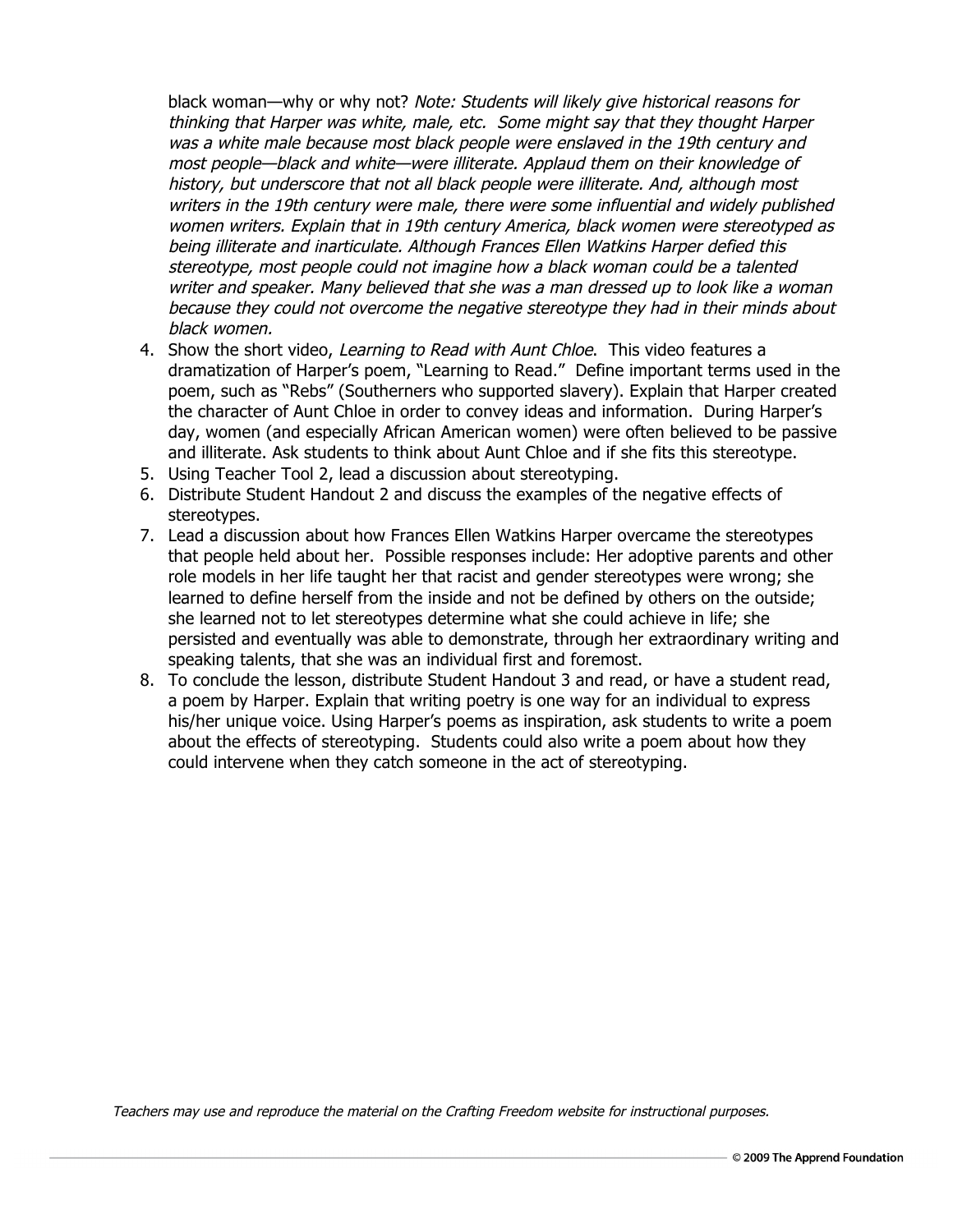black woman—why or why not? *Note: Students will likely give historical reasons for thinking that Harper was white, male, etc. Some might say that they thought Harper was a white male because most black people were enslaved in the 19th century and most people—black and white—were illiterate. Applaud them on their knowledge of history, but underscore that not all black people were illiterate. And, although most writers in the 19th century were male, there were some influential and widely published women writers. Explain that in 19th century America, black women were stereotyped as being illiterate and inarticulate. Although Frances Ellen Watkins Harper defied this stereotype, most people could not imagine how a black woman could be a talented writer and speaker. Many believed that she was a man dressed up to look like a woman because they could not overcome the negative stereotype they had in their minds about black women.*

4. Show the short video, *Learning to Read with Aunt Chloe*. This video features a dramatization of Harper's poem, "Learning to Read." Define important terms used in the poem, such as "Rebs" (Southerners who supported slavery). Explain that Harper created the character of Aunt Chloe in order to convey ideas and information. During Harper's day, women (and especially African American women) were often believed to be passive and illiterate. Ask students to think about Aunt Chloe and if she fits this stereotype.
5. Using Teacher Tool 2, lead a discussion about stereotyping.
6. Distribute Student Handout 2 and discuss the examples of the negative effects of stereotypes.
7. Lead a discussion about how Frances Ellen Watkins Harper overcame the stereotypes that people held about her. Possible responses include: Her adoptive parents and other role models in her life taught her that racist and gender stereotypes were wrong; she learned to define herself from the inside and not be defined by others on the outside; she learned not to let stereotypes determine what she could achieve in life; she persisted and eventually was able to demonstrate, through her extraordinary writing and speaking talents, that she was an individual first and foremost.
8. To conclude the lesson, distribute Student Handout 3 and read, or have a student read, a poem by Harper. Explain that writing poetry is one way for an individual to express his/her unique voice. Using Harper's poems as inspiration, ask students to write a poem about the effects of stereotyping. Students could also write a poem about how they could intervene when they catch someone in the act of stereotyping.